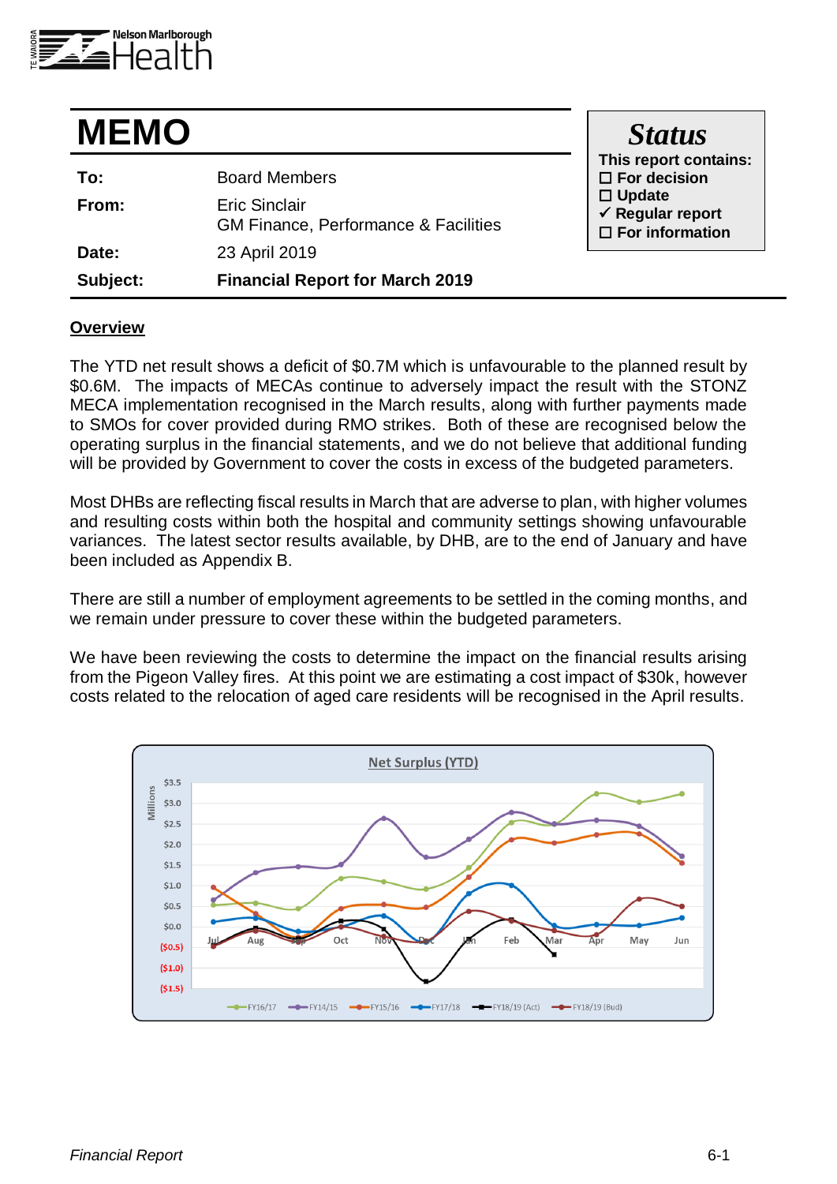Nelson Marlborough Health

# MEMO

| | |
|---|---|
| **To:** | Board Members |
| **From:** | Eric Sinclair<br>GM Finance, Performance & Facilities |
| **Date:** | 23 April 2019 |
| **Subject:** | **Financial Report for March 2019** |

**Status**

**This report contains:**

- ☐ **For decision**
- ☐ **Update**
- ✓ **Regular report**
- ☐ **For information**

## Overview

The YTD net result shows a deficit of $0.7M which is unfavourable to the planned result by $0.6M. The impacts of MECAs continue to adversely impact the result with the STONZ MECA implementation recognised in the March results, along with further payments made to SMOs for cover provided during RMO strikes. Both of these are recognised below the operating surplus in the financial statements, and we do not believe that additional funding will be provided by Government to cover the costs in excess of the budgeted parameters.

Most DHBs are reflecting fiscal results in March that are adverse to plan, with higher volumes and resulting costs within both the hospital and community settings showing unfavourable variances. The latest sector results available, by DHB, are to the end of January and have been included as Appendix B.

There are still a number of employment agreements to be settled in the coming months, and we remain under pressure to cover these within the budgeted parameters.

We have been reviewing the costs to determine the impact on the financial results arising from the Pigeon Valley fires. At this point we are estimating a cost impact of $30k, however costs related to the relocation of aged care residents will be recognised in the April results.

**Net Surplus (YTD)**

Millions: $3.5, $3.0, $2.5, $2.0, $1.5, $1.0, $0.5, $0.0, ($0.5), ($1.0), ($1.5)

Months: Jul, Aug, Sep, Oct, Nov, Dec, Jan, Feb, Mar, Apr, May, Jun

Legend: FY16/17, FY14/15, FY15/16, FY17/18, FY18/19 (Act), FY18/19 (Bud)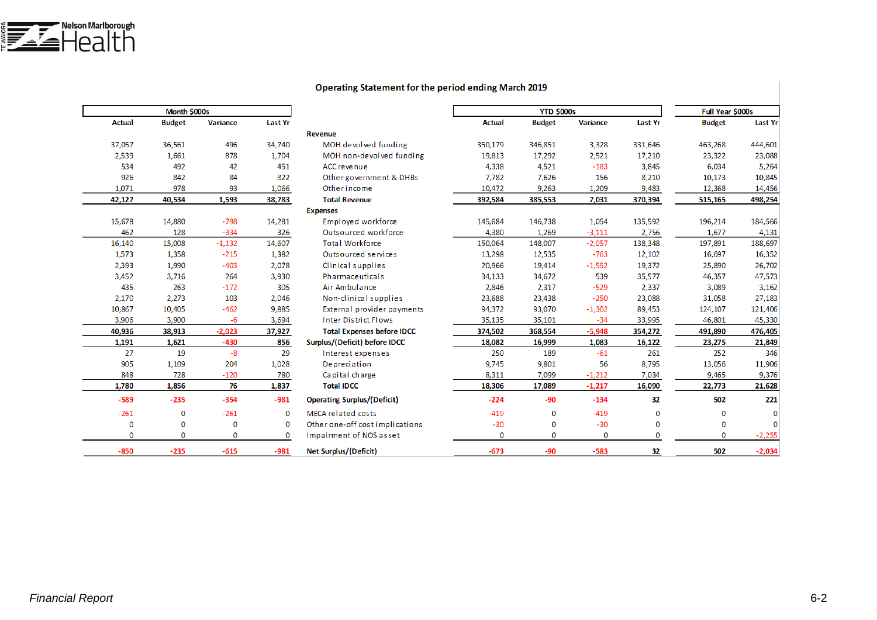## Operating Statement for the period ending March 2019

| Month $000s | | | | | YTD $000s | | | | Full Year $000s | |
|---|---|---|---|---|---|---|---|---|---|---|
| Actual | Budget | Variance | Last Yr | | Actual | Budget | Variance | Last Yr | Budget | Last Yr |
| | | | | **Revenue** | | | | | | |
| 37,057 | 36,561 | 496 | 34,740 | MOH devolved funding | 350,179 | 346,851 | 3,328 | 331,646 | 463,268 | 444,601 |
| 2,539 | 1,661 | 878 | 1,704 | MOH non-devolved funding | 19,813 | 17,292 | 2,521 | 17,210 | 23,322 | 23,088 |
| 534 | 492 | 42 | 451 | ACC revenue | 4,338 | 4,521 | -183 | 3,845 | 6,034 | 5,264 |
| 926 | 842 | 84 | 822 | Other government & DHBs | 7,782 | 7,626 | 156 | 8,210 | 10,173 | 10,845 |
| 1,071 | 978 | 93 | 1,066 | Other income | 10,472 | 9,263 | 1,209 | 9,483 | 12,368 | 14,456 |
| **42,127** | **40,534** | **1,593** | **38,783** | **Total Revenue** | **392,584** | **385,553** | **7,031** | **370,394** | **515,165** | **498,254** |
| | | | | **Expenses** | | | | | | |
| 15,678 | 14,880 | -798 | 14,281 | Employed workforce | 145,684 | 146,738 | 1,054 | 135,592 | 196,214 | 184,566 |
| 462 | 128 | -334 | 326 | Outsourced workforce | 4,380 | 1,269 | -3,111 | 2,756 | 1,677 | 4,131 |
| 16,140 | 15,008 | -1,132 | 14,607 | Total Workforce | 150,064 | 148,007 | -2,057 | 138,348 | 197,891 | 188,697 |
| 1,573 | 1,358 | -215 | 1,382 | Outsourced services | 13,298 | 12,535 | -763 | 12,102 | 16,697 | 16,352 |
| 2,393 | 1,990 | -403 | 2,078 | Clinical supplies | 20,966 | 19,414 | -1,552 | 19,372 | 25,890 | 26,702 |
| 3,452 | 3,716 | 264 | 3,930 | Pharmaceuticals | 34,133 | 34,672 | 539 | 35,577 | 46,357 | 47,573 |
| 435 | 263 | -172 | 305 | Air Ambulance | 2,846 | 2,317 | -529 | 2,337 | 3,089 | 3,162 |
| 2,170 | 2,273 | 103 | 2,046 | Non-clinical supplies | 23,688 | 23,438 | -250 | 23,088 | 31,058 | 27,183 |
| 10,867 | 10,405 | -462 | 9,885 | External provider payments | 94,372 | 93,070 | -1,302 | 89,453 | 124,107 | 121,406 |
| 3,906 | 3,900 | -6 | 3,694 | Inter District Flows | 35,135 | 35,101 | -34 | 33,995 | 46,801 | 45,330 |
| **40,936** | **38,913** | **-2,023** | **37,927** | **Total Expenses before IDCC** | **374,502** | **368,554** | **-5,948** | **354,272** | **491,890** | **476,405** |
| **1,191** | **1,621** | **-430** | **856** | **Surplus/(Deficit) before IDCC** | **18,082** | **16,999** | **1,083** | **16,122** | **23,275** | **21,849** |
| 27 | 19 | -8 | 29 | Interest expenses | 250 | 189 | -61 | 261 | 252 | 346 |
| 905 | 1,109 | 204 | 1,028 | Depreciation | 9,745 | 9,801 | 56 | 8,795 | 13,056 | 11,906 |
| 848 | 728 | -120 | 780 | Capital charge | 8,311 | 7,099 | -1,212 | 7,034 | 9,465 | 9,376 |
| **1,780** | **1,856** | **76** | **1,837** | **Total IDCC** | **18,306** | **17,089** | **-1,217** | **16,090** | **22,773** | **21,628** |
| **-589** | **-235** | **-354** | **-981** | **Operating Surplus/(Deficit)** | **-224** | **-90** | **-134** | **32** | **502** | **221** |
| -261 | 0 | -261 | 0 | MECA related costs | -419 | 0 | -419 | 0 | 0 | 0 |
| 0 | 0 | 0 | 0 | Other one-off cost implications | -30 | 0 | -30 | 0 | 0 | 0 |
| 0 | 0 | 0 | 0 | Impairment of NOS asset | 0 | 0 | 0 | 0 | 0 | -2,255 |
| **-850** | **-235** | **-615** | **-981** | **Net Surplus/(Deficit)** | **-673** | **-90** | **-583** | **32** | **502** | **-2,034** |

*Financial Report*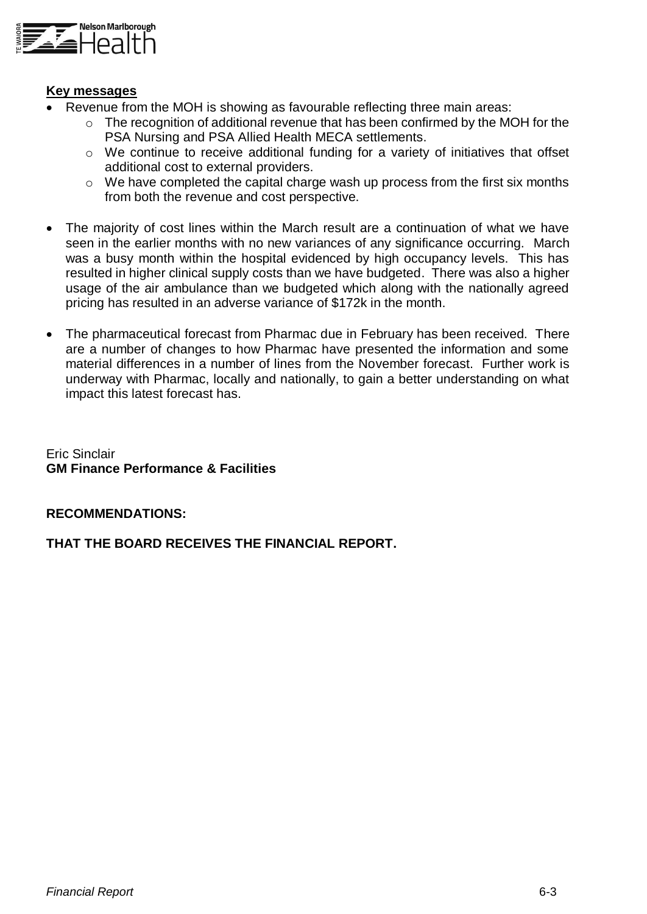**Key messages**

- Revenue from the MOH is showing as favourable reflecting three main areas:
  - The recognition of additional revenue that has been confirmed by the MOH for the PSA Nursing and PSA Allied Health MECA settlements.
  - We continue to receive additional funding for a variety of initiatives that offset additional cost to external providers.
  - We have completed the capital charge wash up process from the first six months from both the revenue and cost perspective.

- The majority of cost lines within the March result are a continuation of what we have seen in the earlier months with no new variances of any significance occurring. March was a busy month within the hospital evidenced by high occupancy levels. This has resulted in higher clinical supply costs than we have budgeted. There was also a higher usage of the air ambulance than we budgeted which along with the nationally agreed pricing has resulted in an adverse variance of $172k in the month.

- The pharmaceutical forecast from Pharmac due in February has been received. There are a number of changes to how Pharmac have presented the information and some material differences in a number of lines from the November forecast. Further work is underway with Pharmac, locally and nationally, to gain a better understanding on what impact this latest forecast has.

Eric Sinclair
**GM Finance Performance & Facilities**

**RECOMMENDATIONS:**

**THAT THE BOARD RECEIVES THE FINANCIAL REPORT.**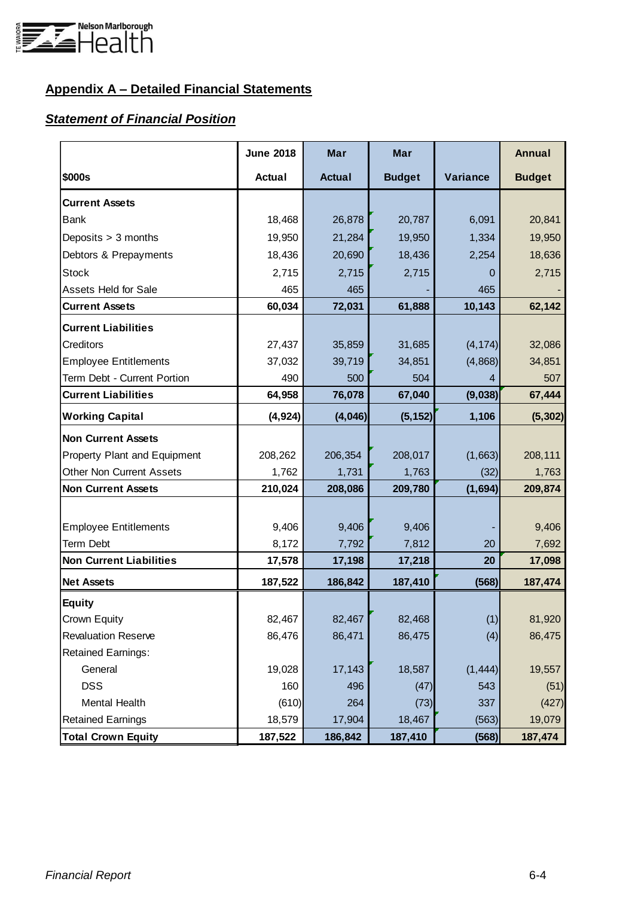## Appendix A – Detailed Financial Statements

### *Statement of Financial Position*

| $000s | June 2018 Actual | Mar Actual | Mar Budget | Variance | Annual Budget |
|---|---|---|---|---|---|
| **Current Assets** | | | | | |
| Bank | 18,468 | 26,878 | 20,787 | 6,091 | 20,841 |
| Deposits > 3 months | 19,950 | 21,284 | 19,950 | 1,334 | 19,950 |
| Debtors & Prepayments | 18,436 | 20,690 | 18,436 | 2,254 | 18,636 |
| Stock | 2,715 | 2,715 | 2,715 | 0 | 2,715 |
| Assets Held for Sale | 465 | 465 | - | 465 | - |
| **Current Assets** | **60,034** | **72,031** | **61,888** | **10,143** | **62,142** |
| **Current Liabilities** | | | | | |
| Creditors | 27,437 | 35,859 | 31,685 | (4,174) | 32,086 |
| Employee Entitlements | 37,032 | 39,719 | 34,851 | (4,868) | 34,851 |
| Term Debt - Current Portion | 490 | 500 | 504 | 4 | 507 |
| **Current Liabilities** | **64,958** | **76,078** | **67,040** | **(9,038)** | **67,444** |
| **Working Capital** | **(4,924)** | **(4,046)** | **(5,152)** | **1,106** | **(5,302)** |
| **Non Current Assets** | | | | | |
| Property Plant and Equipment | 208,262 | 206,354 | 208,017 | (1,663) | 208,111 |
| Other Non Current Assets | 1,762 | 1,731 | 1,763 | (32) | 1,763 |
| **Non Current Assets** | **210,024** | **208,086** | **209,780** | **(1,694)** | **209,874** |
| Employee Entitlements | 9,406 | 9,406 | 9,406 | - | 9,406 |
| Term Debt | 8,172 | 7,792 | 7,812 | 20 | 7,692 |
| **Non Current Liabilities** | **17,578** | **17,198** | **17,218** | **20** | **17,098** |
| **Net Assets** | **187,522** | **186,842** | **187,410** | **(568)** | **187,474** |
| **Equity** | | | | | |
| Crown Equity | 82,467 | 82,467 | 82,468 | (1) | 81,920 |
| Revaluation Reserve | 86,476 | 86,471 | 86,475 | (4) | 86,475 |
| Retained Earnings: | | | | | |
| General | 19,028 | 17,143 | 18,587 | (1,444) | 19,557 |
| DSS | 160 | 496 | (47) | 543 | (51) |
| Mental Health | (610) | 264 | (73) | 337 | (427) |
| Retained Earnings | 18,579 | 17,904 | 18,467 | (563) | 19,079 |
| **Total Crown Equity** | **187,522** | **186,842** | **187,410** | **(568)** | **187,474** |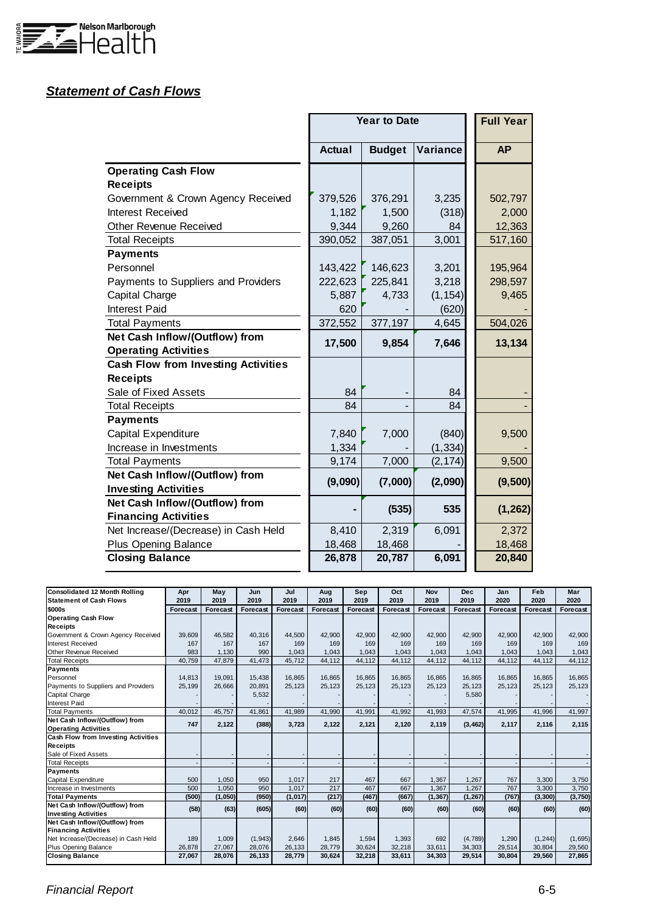### ***Statement of Cash Flows***

| | Year to Date | | | Full Year |
|---|---|---|---|---|
| | **Actual** | **Budget** | **Variance** | **AP** |
| **Operating Cash Flow** | | | | |
| **Receipts** | | | | |
| Government & Crown Agency Received | 379,526 | 376,291 | 3,235 | 502,797 |
| Interest Received | 1,182 | 1,500 | (318) | 2,000 |
| Other Revenue Received | 9,344 | 9,260 | 84 | 12,363 |
| Total Receipts | 390,052 | 387,051 | 3,001 | 517,160 |
| **Payments** | | | | |
| Personnel | 143,422 | 146,623 | 3,201 | 195,964 |
| Payments to Suppliers and Providers | 222,623 | 225,841 | 3,218 | 298,597 |
| Capital Charge | 5,887 | 4,733 | (1,154) | 9,465 |
| Interest Paid | 620 | - | (620) | - |
| Total Payments | 372,552 | 377,197 | 4,645 | 504,026 |
| **Net Cash Inflow/(Outflow) from Operating Activities** | **17,500** | **9,854** | **7,646** | **13,134** |
| **Cash Flow from Investing Activities** | | | | |
| **Receipts** | | | | |
| Sale of Fixed Assets | 84 | - | 84 | - |
| Total Receipts | 84 | - | 84 | - |
| **Payments** | | | | |
| Capital Expenditure | 7,840 | 7,000 | (840) | 9,500 |
| Increase in Investments | 1,334 | - | (1,334) | - |
| Total Payments | 9,174 | 7,000 | (2,174) | 9,500 |
| **Net Cash Inflow/(Outflow) from Investing Activities** | **(9,090)** | **(7,000)** | **(2,090)** | **(9,500)** |
| **Net Cash Inflow/(Outflow) from Financing Activities** | **-** | **(535)** | **535** | **(1,262)** |
| Net Increase/(Decrease) in Cash Held | 8,410 | 2,319 | 6,091 | 2,372 |
| Plus Opening Balance | 18,468 | 18,468 | - | 18,468 |
| **Closing Balance** | **26,878** | **20,787** | **6,091** | **20,840** |

| **Consolidated 12 Month Rolling Statement of Cash Flows** | **Apr 2019** | **May 2019** | **Jun 2019** | **Jul 2019** | **Aug 2019** | **Sep 2019** | **Oct 2019** | **Nov 2019** | **Dec 2019** | **Jan 2020** | **Feb 2020** | **Mar 2020** |
|---|---|---|---|---|---|---|---|---|---|---|---|---|
| **$000s** | **Forecast** | **Forecast** | **Forecast** | **Forecast** | **Forecast** | **Forecast** | **Forecast** | **Forecast** | **Forecast** | **Forecast** | **Forecast** | **Forecast** |
| **Operating Cash Flow** | | | | | | | | | | | | |
| **Receipts** | | | | | | | | | | | | |
| Government & Crown Agency Received | 39,609 | 46,582 | 40,316 | 44,500 | 42,900 | 42,900 | 42,900 | 42,900 | 42,900 | 42,900 | 42,900 | 42,900 |
| Interest Received | 167 | 167 | 167 | 169 | 169 | 169 | 169 | 169 | 169 | 169 | 169 | 169 |
| Other Revenue Received | 983 | 1,130 | 990 | 1,043 | 1,043 | 1,043 | 1,043 | 1,043 | 1,043 | 1,043 | 1,043 | 1,043 |
| Total Receipts | 40,759 | 47,879 | 41,473 | 45,712 | 44,112 | 44,112 | 44,112 | 44,112 | 44,112 | 44,112 | 44,112 | 44,112 |
| **Payments** | | | | | | | | | | | | |
| Personnel | 14,813 | 19,091 | 15,438 | 16,865 | 16,865 | 16,865 | 16,865 | 16,865 | 16,865 | 16,865 | 16,865 | 16,865 |
| Payments to Suppliers and Providers | 25,199 | 26,666 | 20,891 | 25,123 | 25,123 | 25,123 | 25,123 | 25,123 | 25,123 | 25,123 | 25,123 | 25,123 |
| Capital Charge | - | - | 5,532 | - | - | - | - | - | 5,580 | - | - | - |
| Interest Paid | - | - | - | - | - | - | - | - | - | - | - | - |
| Total Payments | 40,012 | 45,757 | 41,861 | 41,989 | 41,990 | 41,991 | 41,992 | 41,993 | 47,574 | 41,995 | 41,996 | 41,997 |
| **Net Cash Inflow/(Outflow) from Operating Activities** | **747** | **2,122** | **(388)** | **3,723** | **2,122** | **2,121** | **2,120** | **2,119** | **(3,462)** | **2,117** | **2,116** | **2,115** |
| **Cash Flow from Investing Activities** | | | | | | | | | | | | |
| **Receipts** | | | | | | | | | | | | |
| Sale of Fixed Assets | - | - | - | - | - | - | - | - | - | - | - | - |
| Total Receipts | - | - | - | - | - | - | - | - | - | - | - | - |
| **Payments** | | | | | | | | | | | | |
| Capital Expenditure | 500 | 1,050 | 950 | 1,017 | 217 | 467 | 667 | 1,367 | 1,267 | 767 | 3,300 | 3,750 |
| Increase in Investments | 500 | 1,050 | 950 | 1,017 | 217 | 467 | 667 | 1,367 | 1,267 | 767 | 3,300 | 3,750 |
| **Total Payments** | **(500)** | **(1,050)** | **(950)** | **(1,017)** | **(217)** | **(467)** | **(667)** | **(1,367)** | **(1,267)** | **(767)** | **(3,300)** | **(3,750)** |
| **Net Cash Inflow/(Outflow) from Investing Activities** | **(58)** | **(63)** | **(605)** | **(60)** | **(60)** | **(60)** | **(60)** | **(60)** | **(60)** | **(60)** | **(60)** | **(60)** |
| **Net Cash Inflow/(Outflow) from Financing Activities** | | | | | | | | | | | | |
| Net Increase/(Decrease) in Cash Held | 189 | 1,009 | (1,943) | 2,646 | 1,845 | 1,594 | 1,393 | 692 | (4,789) | 1,290 | (1,244) | (1,695) |
| Plus Opening Balance | 26,878 | 27,067 | 28,076 | 26,133 | 28,779 | 30,624 | 32,218 | 33,611 | 34,303 | 29,514 | 30,804 | 29,560 |
| **Closing Balance** | **27,067** | **28,076** | **26,133** | **28,779** | **30,624** | **32,218** | **33,611** | **34,303** | **29,514** | **30,804** | **29,560** | **27,865** |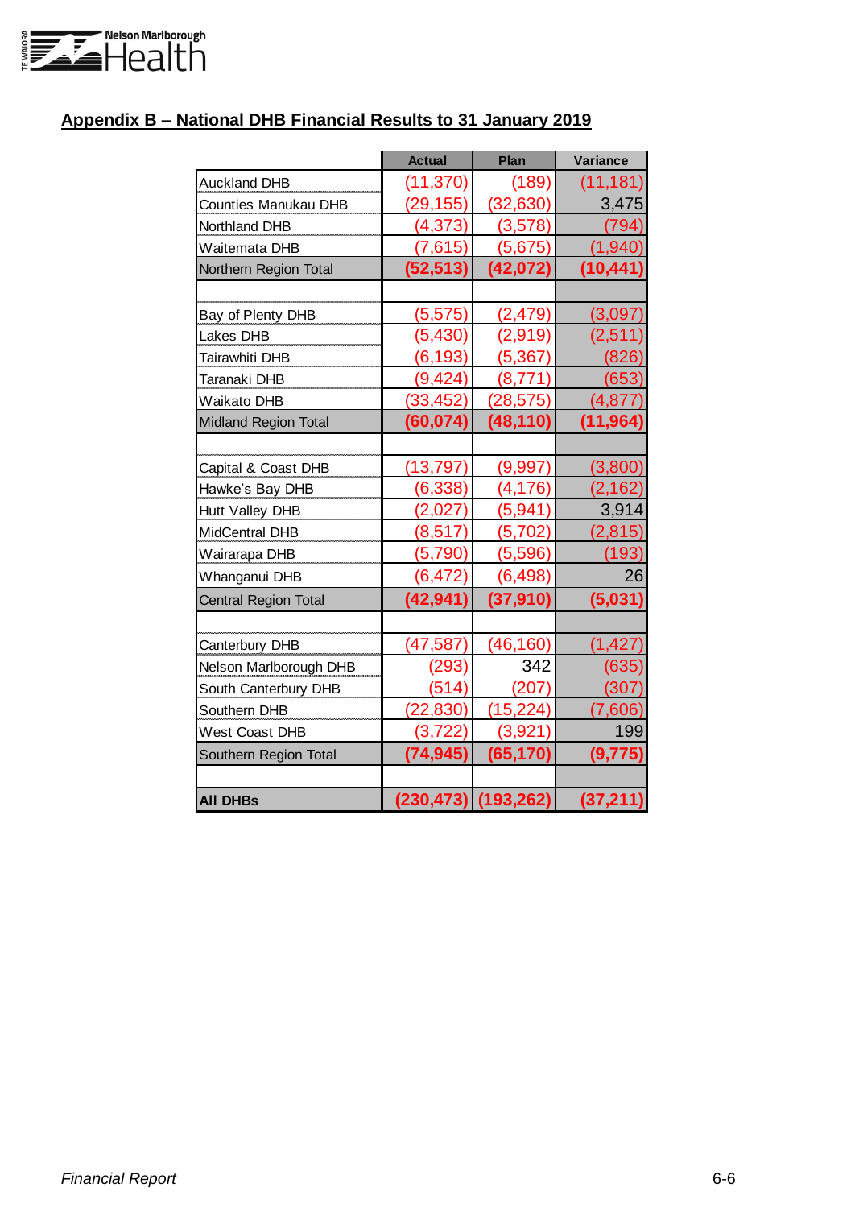## Appendix B – National DHB Financial Results to 31 January 2019

| | Actual | Plan | Variance |
|---|---|---|---|
| Auckland DHB | (11,370) | (189) | (11,181) |
| Counties Manukau DHB | (29,155) | (32,630) | 3,475 |
| Northland DHB | (4,373) | (3,578) | (794) |
| Waitemata DHB | (7,615) | (5,675) | (1,940) |
| Northern Region Total | **(52,513)** | **(42,072)** | **(10,441)** |
| | | | |
| Bay of Plenty DHB | (5,575) | (2,479) | (3,097) |
| Lakes DHB | (5,430) | (2,919) | (2,511) |
| Tairawhiti DHB | (6,193) | (5,367) | (826) |
| Taranaki DHB | (9,424) | (8,771) | (653) |
| Waikato DHB | (33,452) | (28,575) | (4,877) |
| Midland Region Total | **(60,074)** | **(48,110)** | **(11,964)** |
| | | | |
| Capital & Coast DHB | (13,797) | (9,997) | (3,800) |
| Hawke's Bay DHB | (6,338) | (4,176) | (2,162) |
| Hutt Valley DHB | (2,027) | (5,941) | 3,914 |
| MidCentral DHB | (8,517) | (5,702) | (2,815) |
| Wairarapa DHB | (5,790) | (5,596) | (193) |
| Whanganui DHB | (6,472) | (6,498) | 26 |
| Central Region Total | **(42,941)** | **(37,910)** | **(5,031)** |
| | | | |
| Canterbury DHB | (47,587) | (46,160) | (1,427) |
| Nelson Marlborough DHB | (293) | 342 | (635) |
| South Canterbury DHB | (514) | (207) | (307) |
| Southern DHB | (22,830) | (15,224) | (7,606) |
| West Coast DHB | (3,722) | (3,921) | 199 |
| Southern Region Total | **(74,945)** | **(65,170)** | **(9,775)** |
| | | | |
| **All DHBs** | **(230,473)** | **(193,262)** | **(37,211)** |